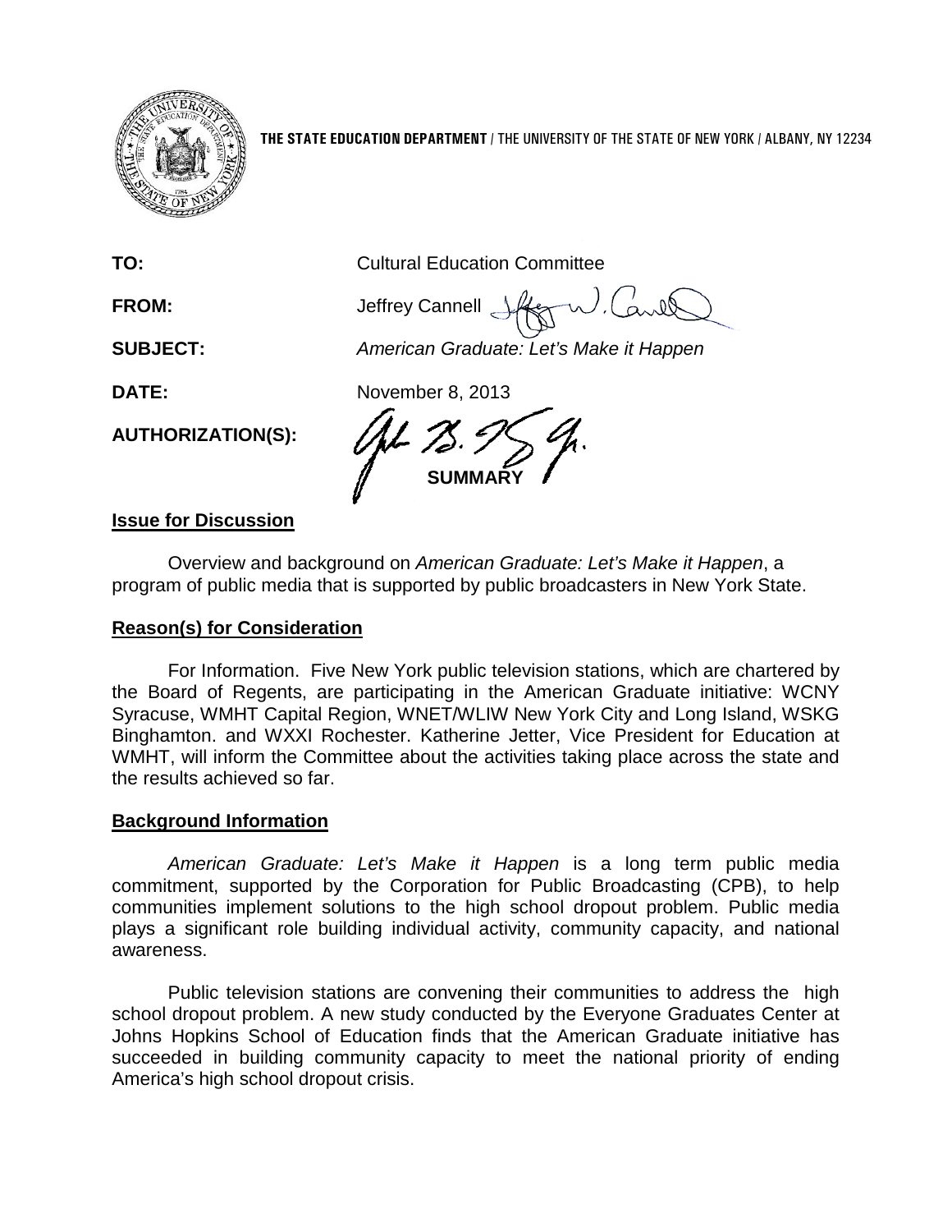**THE STATE EDUCATION DEPARTMENT** / THE UNIVERSITY OF THE STATE OF NEW YORK / ALBANY, NY 12234

**TO:** Cultural Education Committee

**FROM:** Jeffrey Cannell

**SUBJECT:** *American Graduate: Let's Make it Happen*

**DATE:** November 8, 2013

**AUTHORIZATION(S):**

## SUMMARY

### Issue for Discussion

Overview and background on *American Graduate: Let's Make it Happen*, a program of public media that is supported by public broadcasters in New York State.

### Reason(s) for Consideration

For Information. Five New York public television stations, which are chartered by the Board of Regents, are participating in the American Graduate initiative: WCNY Syracuse, WMHT Capital Region, WNET/WLIW New York City and Long Island, WSKG Binghamton. and WXXI Rochester. Katherine Jetter, Vice President for Education at WMHT, will inform the Committee about the activities taking place across the state and the results achieved so far.

### Background Information

*American Graduate: Let's Make it Happen* is a long term public media commitment, supported by the Corporation for Public Broadcasting (CPB), to help communities implement solutions to the high school dropout problem. Public media plays a significant role building individual activity, community capacity, and national awareness.

Public television stations are convening their communities to address the high school dropout problem. A new study conducted by the Everyone Graduates Center at Johns Hopkins School of Education finds that the American Graduate initiative has succeeded in building community capacity to meet the national priority of ending America's high school dropout crisis.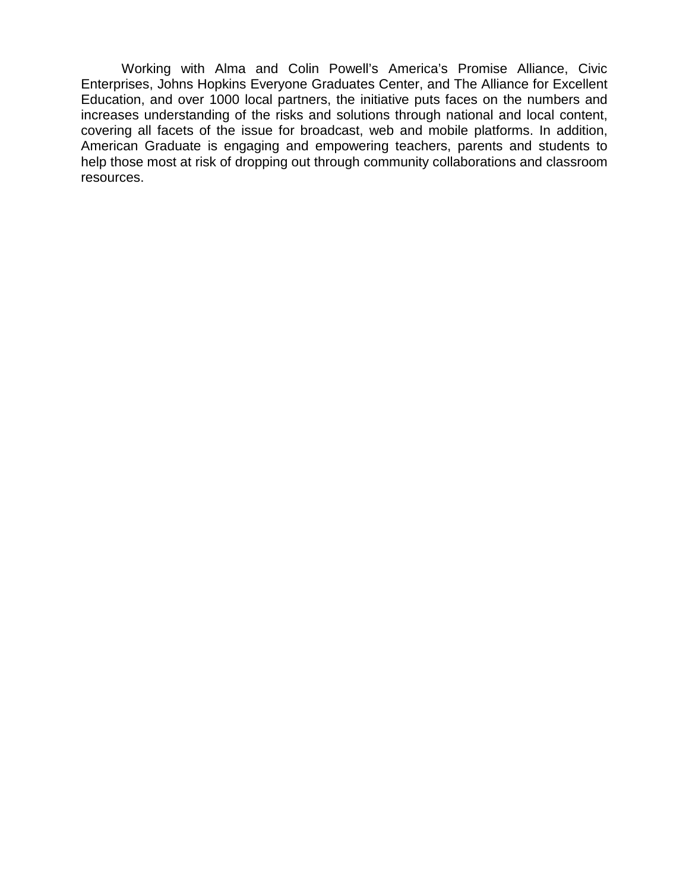Working with Alma and Colin Powell's America's Promise Alliance, Civic Enterprises, Johns Hopkins Everyone Graduates Center, and The Alliance for Excellent Education, and over 1000 local partners, the initiative puts faces on the numbers and increases understanding of the risks and solutions through national and local content, covering all facets of the issue for broadcast, web and mobile platforms. In addition, American Graduate is engaging and empowering teachers, parents and students to help those most at risk of dropping out through community collaborations and classroom resources.